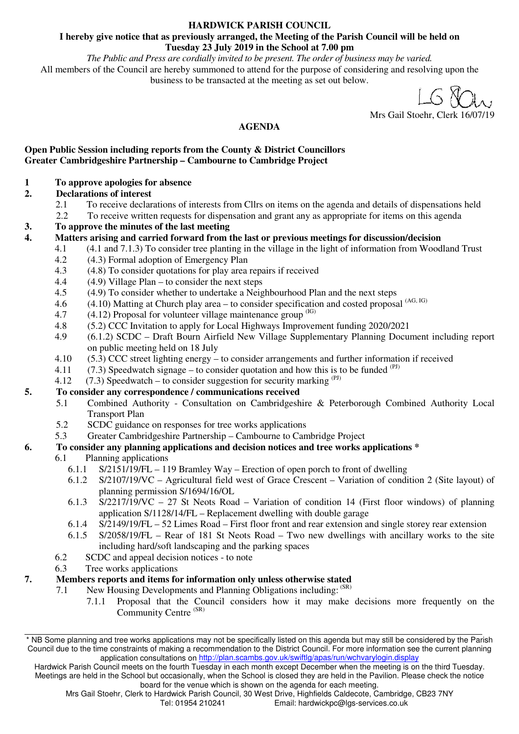# HARDWICK PARISH COUNCIL

**I hereby give notice that as previously arranged, the Meeting of the Parish Council will be held on Tuesday 23 July 2019 in the School at 7.00 pm**

*The Public and Press are cordially invited to be present. The order of business may be varied.*

All members of the Council are hereby summoned to attend for the purpose of considering and resolving upon the business to be transacted at the meeting as set out below.

Mrs Gail Stoehr, Clerk 16/07/19

## AGENDA

**Open Public Session including reports from the County & District Councillors**
**Greater Cambridgeshire Partnership – Cambourne to Cambridge Project**

**1 To approve apologies for absence**

**2. Declarations of interest**

- 2.1 To receive declarations of interests from Cllrs on items on the agenda and details of dispensations held
- 2.2 To receive written requests for dispensation and grant any as appropriate for items on this agenda

**3. To approve the minutes of the last meeting**

**4. Matters arising and carried forward from the last or previous meetings for discussion/decision**

- 4.1 (4.1 and 7.1.3) To consider tree planting in the village in the light of information from Woodland Trust
- 4.2 (4.3) Formal adoption of Emergency Plan
- 4.3 (4.8) To consider quotations for play area repairs if received
- 4.4 (4.9) Village Plan – to consider the next steps
- 4.5 (4.9) To consider whether to undertake a Neighbourhood Plan and the next steps
- 4.6 (4.10) Matting at Church play area – to consider specification and costed proposal (AG, IG)
- 4.7 (4.12) Proposal for volunteer village maintenance group (IG)
- 4.8 (5.2) CCC Invitation to apply for Local Highways Improvement funding 2020/2021
- 4.9 (6.1.2) SCDC – Draft Bourn Airfield New Village Supplementary Planning Document including report on public meeting held on 18 July
- 4.10 (5.3) CCC street lighting energy – to consider arrangements and further information if received
- 4.11 (7.3) Speedwatch signage – to consider quotation and how this is to be funded (PJ)
- 4.12 (7.3) Speedwatch – to consider suggestion for security marking (PJ)

**5. To consider any correspondence / communications received**

- 5.1 Combined Authority - Consultation on Cambridgeshire & Peterborough Combined Authority Local Transport Plan
- 5.2 SCDC guidance on responses for tree works applications
- 5.3 Greater Cambridgeshire Partnership – Cambourne to Cambridge Project

**6. To consider any planning applications and decision notices and tree works applications \***

- 6.1 Planning applications
  - 6.1.1 S/2151/19/FL – 119 Bramley Way – Erection of open porch to front of dwelling
  - 6.1.2 S/2107/19/VC – Agricultural field west of Grace Crescent – Variation of condition 2 (Site layout) of planning permission S/1694/16/OL
  - 6.1.3 S/2217/19/VC – 27 St Neots Road – Variation of condition 14 (First floor windows) of planning application S/1128/14/FL – Replacement dwelling with double garage
  - 6.1.4 S/2149/19/FL – 52 Limes Road – First floor front and rear extension and single storey rear extension
  - 6.1.5 S/2058/19/FL – Rear of 181 St Neots Road – Two new dwellings with ancillary works to the site including hard/soft landscaping and the parking spaces
- 6.2 SCDC and appeal decision notices - to note
- 6.3 Tree works applications

**7. Members reports and items for information only unless otherwise stated**

- 7.1 New Housing Developments and Planning Obligations including: (SR)
  - 7.1.1 Proposal that the Council considers how it may make decisions more frequently on the Community Centre (SR)

---

\* NB Some planning and tree works applications may not be specifically listed on this agenda but may still be considered by the Parish Council due to the time constraints of making a recommendation to the District Council. For more information see the current planning application consultations on http://plan.scambs.gov.uk/swiftlg/apas/run/wchvarylogin.display

Hardwick Parish Council meets on the fourth Tuesday in each month except December when the meeting is on the third Tuesday. Meetings are held in the School but occasionally, when the School is closed they are held in the Pavilion. Please check the notice board for the venue which is shown on the agenda for each meeting.

Mrs Gail Stoehr, Clerk to Hardwick Parish Council, 30 West Drive, Highfields Caldecote, Cambridge, CB23 7NY
Tel: 01954 210241 Email: hardwickpc@lgs-services.co.uk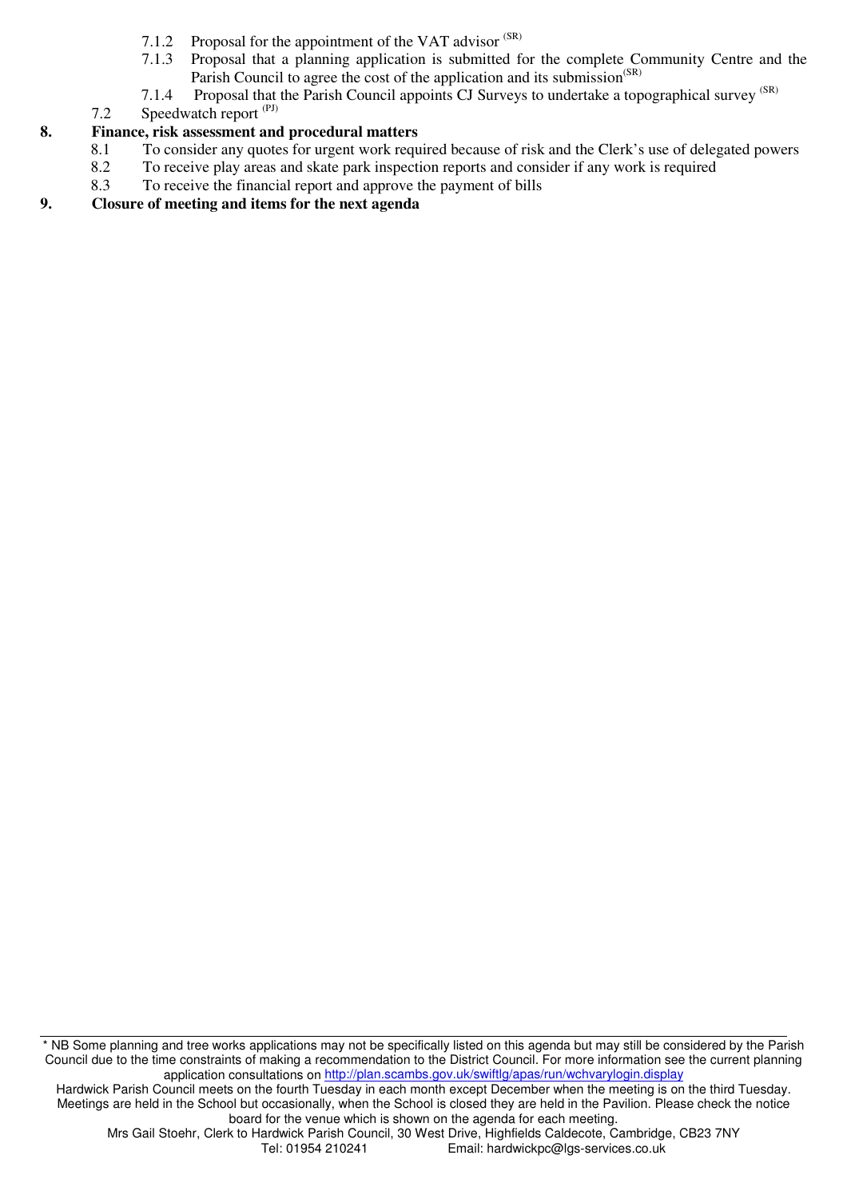7.1.2 Proposal for the appointment of the VAT advisor [SR]

7.1.3 Proposal that a planning application is submitted for the complete Community Centre and the Parish Council to agree the cost of the application and its submission[SR]

7.1.4 Proposal that the Parish Council appoints CJ Surveys to undertake a topographical survey [SR]

7.2 Speedwatch report [PJ]

**8. Finance, risk assessment and procedural matters**

8.1 To consider any quotes for urgent work required because of risk and the Clerk's use of delegated powers

8.2 To receive play areas and skate park inspection reports and consider if any work is required

8.3 To receive the financial report and approve the payment of bills

**9. Closure of meeting and items for the next agenda**

---

* NB Some planning and tree works applications may not be specifically listed on this agenda but may still be considered by the Parish Council due to the time constraints of making a recommendation to the District Council. For more information see the current planning application consultations on http://plan.scambs.gov.uk/swiftlg/apas/run/wchvarylogin.display

Hardwick Parish Council meets on the fourth Tuesday in each month except December when the meeting is on the third Tuesday. Meetings are held in the School but occasionally, when the School is closed they are held in the Pavilion. Please check the notice board for the venue which is shown on the agenda for each meeting.

Mrs Gail Stoehr, Clerk to Hardwick Parish Council, 30 West Drive, Highfields Caldecote, Cambridge, CB23 7NY

Tel: 01954 210241 Email: hardwickpc@lgs-services.co.uk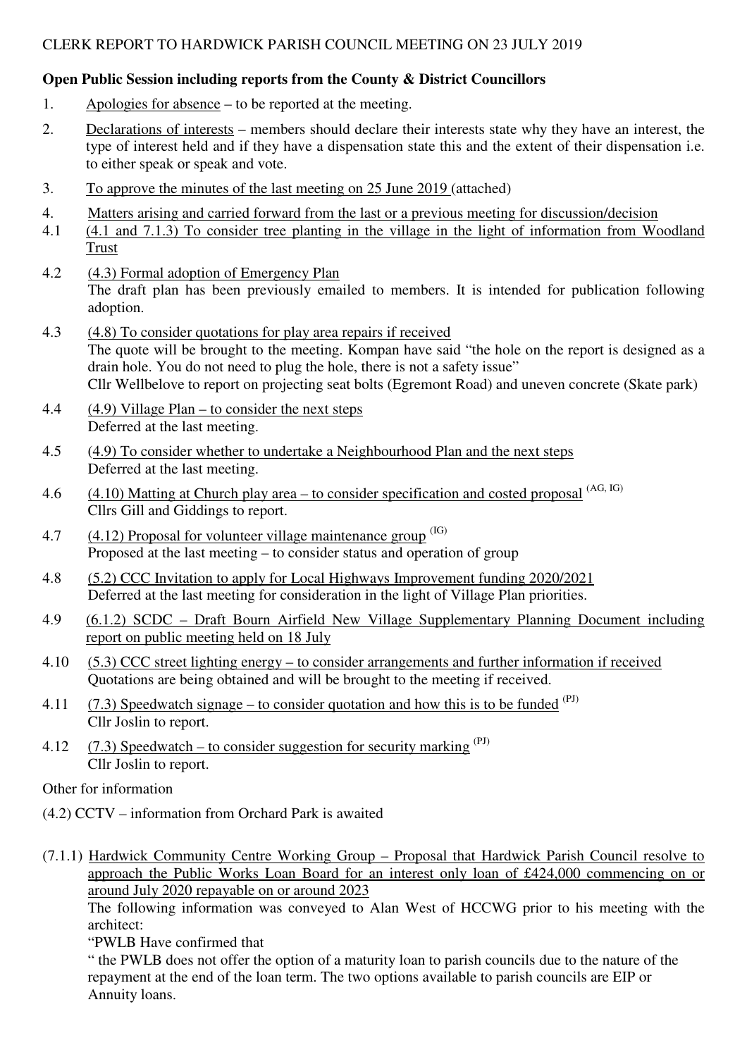CLERK REPORT TO HARDWICK PARISH COUNCIL MEETING ON 23 JULY 2019

**Open Public Session including reports from the County & District Councillors**

1. Apologies for absence – to be reported at the meeting.

2. Declarations of interests – members should declare their interests state why they have an interest, the type of interest held and if they have a dispensation state this and the extent of their dispensation i.e. to either speak or speak and vote.

3. To approve the minutes of the last meeting on 25 June 2019 (attached)

4. Matters arising and carried forward from the last or a previous meeting for discussion/decision

4.1 (4.1 and 7.1.3) To consider tree planting in the village in the light of information from Woodland Trust

4.2 (4.3) Formal adoption of Emergency Plan
The draft plan has been previously emailed to members. It is intended for publication following adoption.

4.3 (4.8) To consider quotations for play area repairs if received
The quote will be brought to the meeting. Kompan have said "the hole on the report is designed as a drain hole. You do not need to plug the hole, there is not a safety issue"
Cllr Wellbelove to report on projecting seat bolts (Egremont Road) and uneven concrete (Skate park)

4.4 (4.9) Village Plan – to consider the next steps
Deferred at the last meeting.

4.5 (4.9) To consider whether to undertake a Neighbourhood Plan and the next steps
Deferred at the last meeting.

4.6 (4.10) Matting at Church play area – to consider specification and costed proposal [AG, IG]
Cllrs Gill and Giddings to report.

4.7 (4.12) Proposal for volunteer village maintenance group [IG]
Proposed at the last meeting – to consider status and operation of group

4.8 (5.2) CCC Invitation to apply for Local Highways Improvement funding 2020/2021
Deferred at the last meeting for consideration in the light of Village Plan priorities.

4.9 (6.1.2) SCDC – Draft Bourn Airfield New Village Supplementary Planning Document including report on public meeting held on 18 July

4.10 (5.3) CCC street lighting energy – to consider arrangements and further information if received
Quotations are being obtained and will be brought to the meeting if received.

4.11 (7.3) Speedwatch signage – to consider quotation and how this is to be funded [PJ]
Cllr Joslin to report.

4.12 (7.3) Speedwatch – to consider suggestion for security marking [PJ]
Cllr Joslin to report.

Other for information

(4.2) CCTV – information from Orchard Park is awaited

(7.1.1) Hardwick Community Centre Working Group – Proposal that Hardwick Parish Council resolve to approach the Public Works Loan Board for an interest only loan of £424,000 commencing on or around July 2020 repayable on or around 2023
The following information was conveyed to Alan West of HCCWG prior to his meeting with the architect:
"PWLB Have confirmed that
" the PWLB does not offer the option of a maturity loan to parish councils due to the nature of the repayment at the end of the loan term. The two options available to parish councils are EIP or Annuity loans.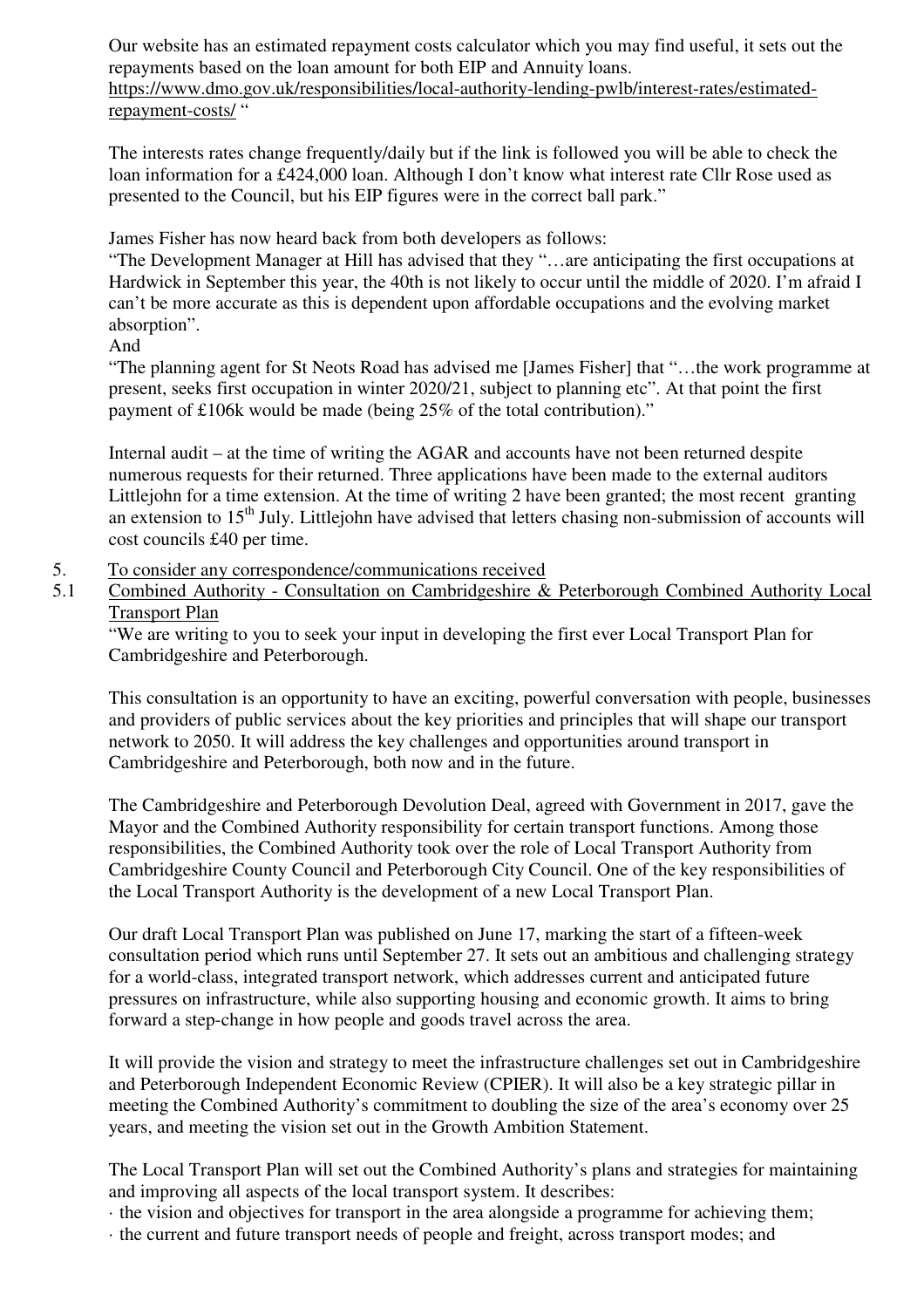Our website has an estimated repayment costs calculator which you may find useful, it sets out the repayments based on the loan amount for both EIP and Annuity loans.
https://www.dmo.gov.uk/responsibilities/local-authority-lending-pwlb/interest-rates/estimated-repayment-costs/ "

The interests rates change frequently/daily but if the link is followed you will be able to check the loan information for a £424,000 loan. Although I don't know what interest rate Cllr Rose used as presented to the Council, but his EIP figures were in the correct ball park."

James Fisher has now heard back from both developers as follows:
"The Development Manager at Hill has advised that they "…are anticipating the first occupations at Hardwick in September this year, the 40th is not likely to occur until the middle of 2020. I'm afraid I can't be more accurate as this is dependent upon affordable occupations and the evolving market absorption".
And
"The planning agent for St Neots Road has advised me [James Fisher] that "…the work programme at present, seeks first occupation in winter 2020/21, subject to planning etc". At that point the first payment of £106k would be made (being 25% of the total contribution)."

Internal audit – at the time of writing the AGAR and accounts have not been returned despite numerous requests for their returned. Three applications have been made to the external auditors Littlejohn for a time extension. At the time of writing 2 have been granted; the most recent granting an extension to 15th July. Littlejohn have advised that letters chasing non-submission of accounts will cost councils £40 per time.

5. To consider any correspondence/communications received

5.1 Combined Authority - Consultation on Cambridgeshire & Peterborough Combined Authority Local Transport Plan

"We are writing to you to seek your input in developing the first ever Local Transport Plan for Cambridgeshire and Peterborough.

This consultation is an opportunity to have an exciting, powerful conversation with people, businesses and providers of public services about the key priorities and principles that will shape our transport network to 2050. It will address the key challenges and opportunities around transport in Cambridgeshire and Peterborough, both now and in the future.

The Cambridgeshire and Peterborough Devolution Deal, agreed with Government in 2017, gave the Mayor and the Combined Authority responsibility for certain transport functions. Among those responsibilities, the Combined Authority took over the role of Local Transport Authority from Cambridgeshire County Council and Peterborough City Council. One of the key responsibilities of the Local Transport Authority is the development of a new Local Transport Plan.

Our draft Local Transport Plan was published on June 17, marking the start of a fifteen-week consultation period which runs until September 27. It sets out an ambitious and challenging strategy for a world-class, integrated transport network, which addresses current and anticipated future pressures on infrastructure, while also supporting housing and economic growth. It aims to bring forward a step-change in how people and goods travel across the area.

It will provide the vision and strategy to meet the infrastructure challenges set out in Cambridgeshire and Peterborough Independent Economic Review (CPIER). It will also be a key strategic pillar in meeting the Combined Authority's commitment to doubling the size of the area's economy over 25 years, and meeting the vision set out in the Growth Ambition Statement.

The Local Transport Plan will set out the Combined Authority's plans and strategies for maintaining and improving all aspects of the local transport system. It describes:

- the vision and objectives for transport in the area alongside a programme for achieving them;
- the current and future transport needs of people and freight, across transport modes; and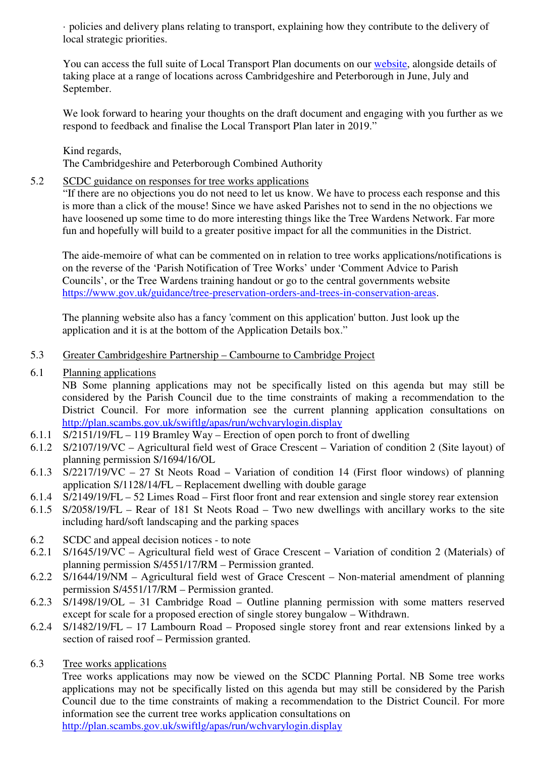· policies and delivery plans relating to transport, explaining how they contribute to the delivery of local strategic priorities.

You can access the full suite of Local Transport Plan documents on our [website](), alongside details of taking place at a range of locations across Cambridgeshire and Peterborough in June, July and September.

We look forward to hearing your thoughts on the draft document and engaging with you further as we respond to feedback and finalise the Local Transport Plan later in 2019."

Kind regards,
The Cambridgeshire and Peterborough Combined Authority

5.2 <u>SCDC guidance on responses for tree works applications</u>

"If there are no objections you do not need to let us know. We have to process each response and this is more than a click of the mouse! Since we have asked Parishes not to send in the no objections we have loosened up some time to do more interesting things like the Tree Wardens Network. Far more fun and hopefully will build to a greater positive impact for all the communities in the District.

The aide-memoire of what can be commented on in relation to tree works applications/notifications is on the reverse of the 'Parish Notification of Tree Works' under 'Comment Advice to Parish Councils', or the Tree Wardens training handout or go to the central governments website https://www.gov.uk/guidance/tree-preservation-orders-and-trees-in-conservation-areas.

The planning website also has a fancy 'comment on this application' button. Just look up the application and it is at the bottom of the Application Details box."

5.3 <u>Greater Cambridgeshire Partnership – Cambourne to Cambridge Project</u>

6.1 <u>Planning applications</u>

NB Some planning applications may not be specifically listed on this agenda but may still be considered by the Parish Council due to the time constraints of making a recommendation to the District Council. For more information see the current planning application consultations on http://plan.scambs.gov.uk/swiftlg/apas/run/wchvarylogin.display

6.1.1 S/2151/19/FL – 119 Bramley Way – Erection of open porch to front of dwelling

6.1.2 S/2107/19/VC – Agricultural field west of Grace Crescent – Variation of condition 2 (Site layout) of planning permission S/1694/16/OL

6.1.3 S/2217/19/VC – 27 St Neots Road – Variation of condition 14 (First floor windows) of planning application S/1128/14/FL – Replacement dwelling with double garage

6.1.4 S/2149/19/FL – 52 Limes Road – First floor front and rear extension and single storey rear extension

6.1.5 S/2058/19/FL – Rear of 181 St Neots Road – Two new dwellings with ancillary works to the site including hard/soft landscaping and the parking spaces

6.2 SCDC and appeal decision notices - to note

6.2.1 S/1645/19/VC – Agricultural field west of Grace Crescent – Variation of condition 2 (Materials) of planning permission S/4551/17/RM – Permission granted.

6.2.2 S/1644/19/NM – Agricultural field west of Grace Crescent – Non-material amendment of planning permission S/4551/17/RM – Permission granted.

6.2.3 S/1498/19/OL – 31 Cambridge Road – Outline planning permission with some matters reserved except for scale for a proposed erection of single storey bungalow – Withdrawn.

6.2.4 S/1482/19/FL – 17 Lambourn Road – Proposed single storey front and rear extensions linked by a section of raised roof – Permission granted.

6.3 <u>Tree works applications</u>

Tree works applications may now be viewed on the SCDC Planning Portal. NB Some tree works applications may not be specifically listed on this agenda but may still be considered by the Parish Council due to the time constraints of making a recommendation to the District Council. For more information see the current tree works application consultations on http://plan.scambs.gov.uk/swiftlg/apas/run/wchvarylogin.display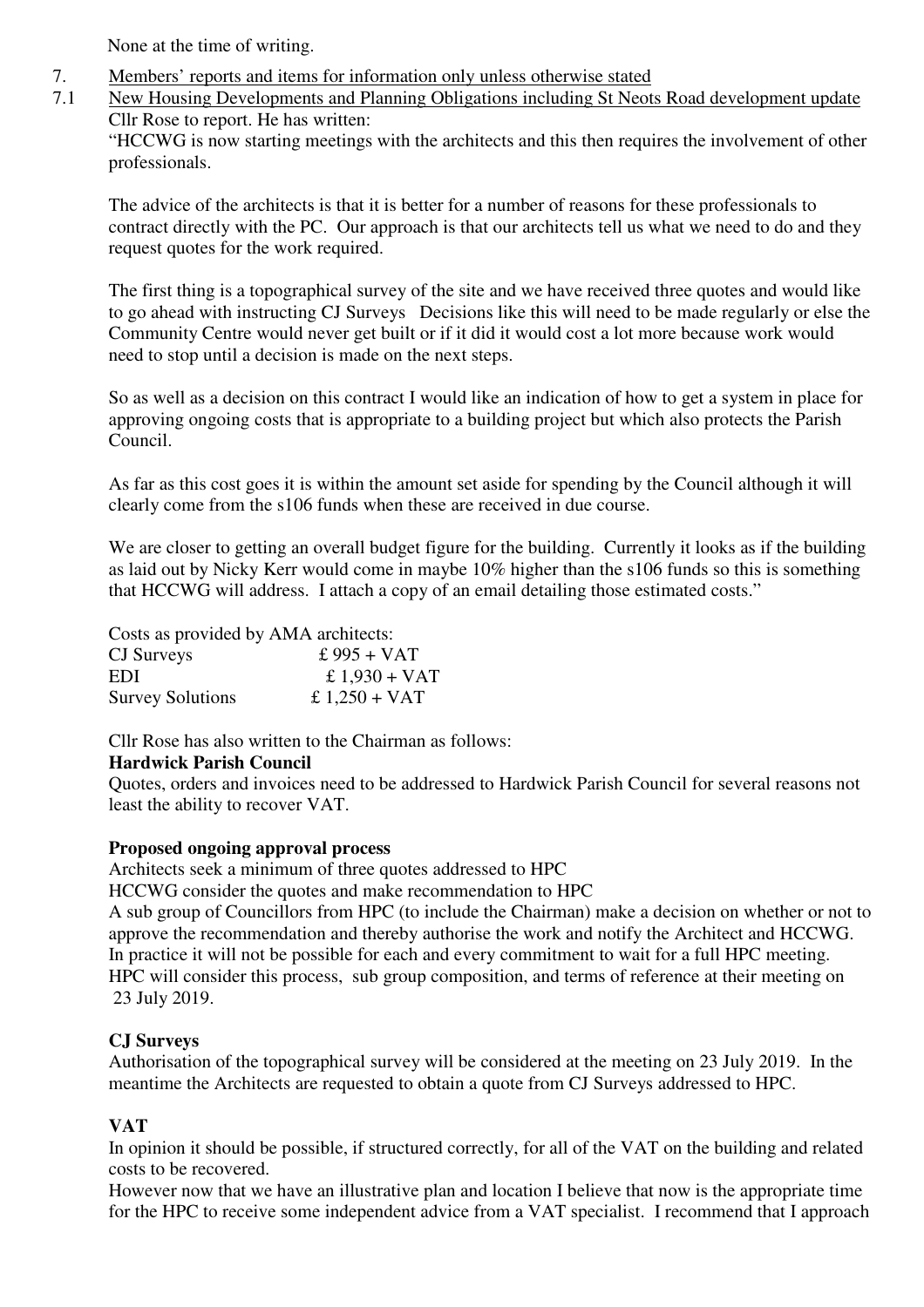None at the time of writing.

7. Members' reports and items for information only unless otherwise stated

7.1 New Housing Developments and Planning Obligations including St Neots Road development update

Cllr Rose to report. He has written:

"HCCWG is now starting meetings with the architects and this then requires the involvement of other professionals.

The advice of the architects is that it is better for a number of reasons for these professionals to contract directly with the PC. Our approach is that our architects tell us what we need to do and they request quotes for the work required.

The first thing is a topographical survey of the site and we have received three quotes and would like to go ahead with instructing CJ Surveys Decisions like this will need to be made regularly or else the Community Centre would never get built or if it did it would cost a lot more because work would need to stop until a decision is made on the next steps.

So as well as a decision on this contract I would like an indication of how to get a system in place for approving ongoing costs that is appropriate to a building project but which also protects the Parish Council.

As far as this cost goes it is within the amount set aside for spending by the Council although it will clearly come from the s106 funds when these are received in due course.

We are closer to getting an overall budget figure for the building. Currently it looks as if the building as laid out by Nicky Kerr would come in maybe 10% higher than the s106 funds so this is something that HCCWG will address. I attach a copy of an email detailing those estimated costs."

Costs as provided by AMA architects:

| | |
|---|---|
| CJ Surveys | £ 995 + VAT |
| EDI | £ 1,930 + VAT |
| Survey Solutions | £ 1,250 + VAT |

Cllr Rose has also written to the Chairman as follows:

**Hardwick Parish Council**

Quotes, orders and invoices need to be addressed to Hardwick Parish Council for several reasons not least the ability to recover VAT.

**Proposed ongoing approval process**

Architects seek a minimum of three quotes addressed to HPC

HCCWG consider the quotes and make recommendation to HPC

A sub group of Councillors from HPC (to include the Chairman) make a decision on whether or not to approve the recommendation and thereby authorise the work and notify the Architect and HCCWG. In practice it will not be possible for each and every commitment to wait for a full HPC meeting. HPC will consider this process, sub group composition, and terms of reference at their meeting on 23 July 2019.

**CJ Surveys**

Authorisation of the topographical survey will be considered at the meeting on 23 July 2019. In the meantime the Architects are requested to obtain a quote from CJ Surveys addressed to HPC.

**VAT**

In opinion it should be possible, if structured correctly, for all of the VAT on the building and related costs to be recovered.

However now that we have an illustrative plan and location I believe that now is the appropriate time for the HPC to receive some independent advice from a VAT specialist. I recommend that I approach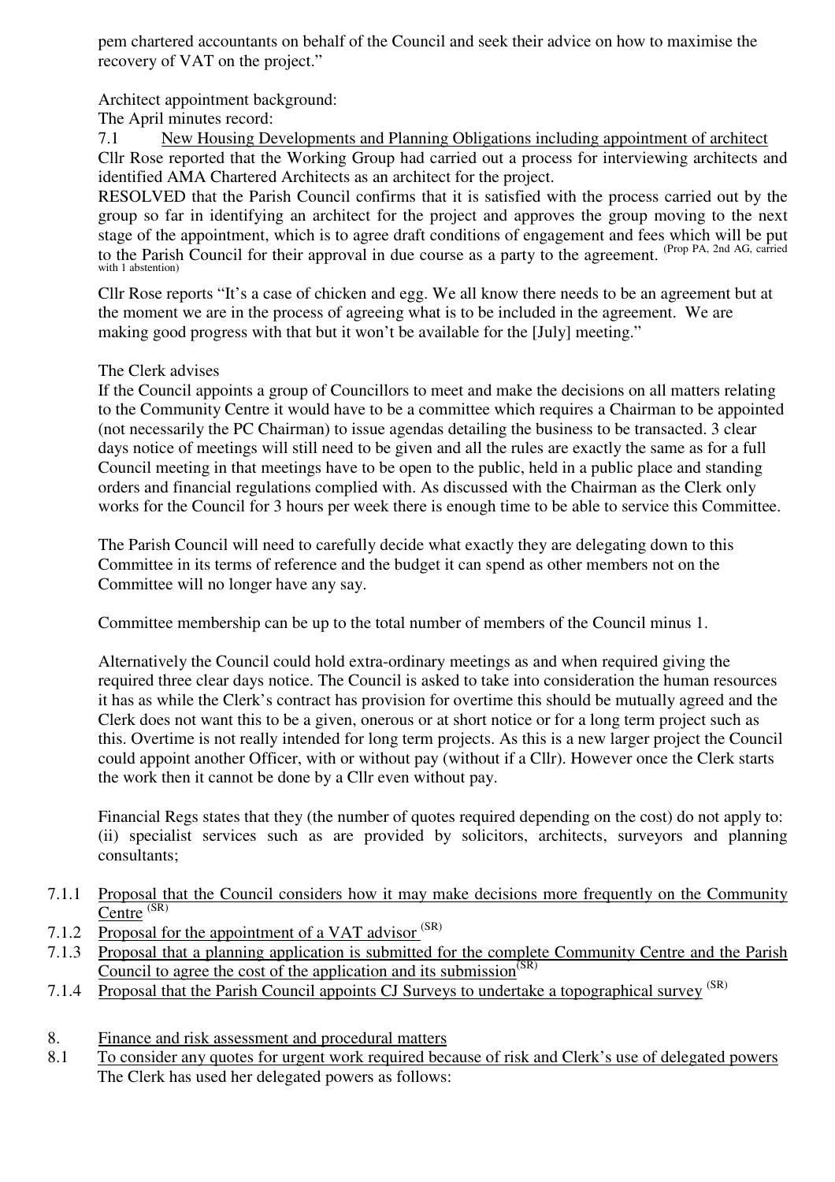pem chartered accountants on behalf of the Council and seek their advice on how to maximise the recovery of VAT on the project."

Architect appointment background:
The April minutes record:

7.1 New Housing Developments and Planning Obligations including appointment of architect

Cllr Rose reported that the Working Group had carried out a process for interviewing architects and identified AMA Chartered Architects as an architect for the project.

RESOLVED that the Parish Council confirms that it is satisfied with the process carried out by the group so far in identifying an architect for the project and approves the group moving to the next stage of the appointment, which is to agree draft conditions of engagement and fees which will be put to the Parish Council for their approval in due course as a party to the agreement. (Prop PA, 2nd AG, carried with 1 abstention)

Cllr Rose reports "It's a case of chicken and egg. We all know there needs to be an agreement but at the moment we are in the process of agreeing what is to be included in the agreement. We are making good progress with that but it won't be available for the [July] meeting."

The Clerk advises

If the Council appoints a group of Councillors to meet and make the decisions on all matters relating to the Community Centre it would have to be a committee which requires a Chairman to be appointed (not necessarily the PC Chairman) to issue agendas detailing the business to be transacted. 3 clear days notice of meetings will still need to be given and all the rules are exactly the same as for a full Council meeting in that meetings have to be open to the public, held in a public place and standing orders and financial regulations complied with. As discussed with the Chairman as the Clerk only works for the Council for 3 hours per week there is enough time to be able to service this Committee.

The Parish Council will need to carefully decide what exactly they are delegating down to this Committee in its terms of reference and the budget it can spend as other members not on the Committee will no longer have any say.

Committee membership can be up to the total number of members of the Council minus 1.

Alternatively the Council could hold extra-ordinary meetings as and when required giving the required three clear days notice. The Council is asked to take into consideration the human resources it has as while the Clerk's contract has provision for overtime this should be mutually agreed and the Clerk does not want this to be a given, onerous or at short notice or for a long term project such as this. Overtime is not really intended for long term projects. As this is a new larger project the Council could appoint another Officer, with or without pay (without if a Cllr). However once the Clerk starts the work then it cannot be done by a Cllr even without pay.

Financial Regs states that they (the number of quotes required depending on the cost) do not apply to: (ii) specialist services such as are provided by solicitors, architects, surveyors and planning consultants;

7.1.1 Proposal that the Council considers how it may make decisions more frequently on the Community Centre (SR)

7.1.2 Proposal for the appointment of a VAT advisor (SR)

7.1.3 Proposal that a planning application is submitted for the complete Community Centre and the Parish Council to agree the cost of the application and its submission (SR)

7.1.4 Proposal that the Parish Council appoints CJ Surveys to undertake a topographical survey (SR)

8. Finance and risk assessment and procedural matters

8.1 To consider any quotes for urgent work required because of risk and Clerk's use of delegated powers

The Clerk has used her delegated powers as follows: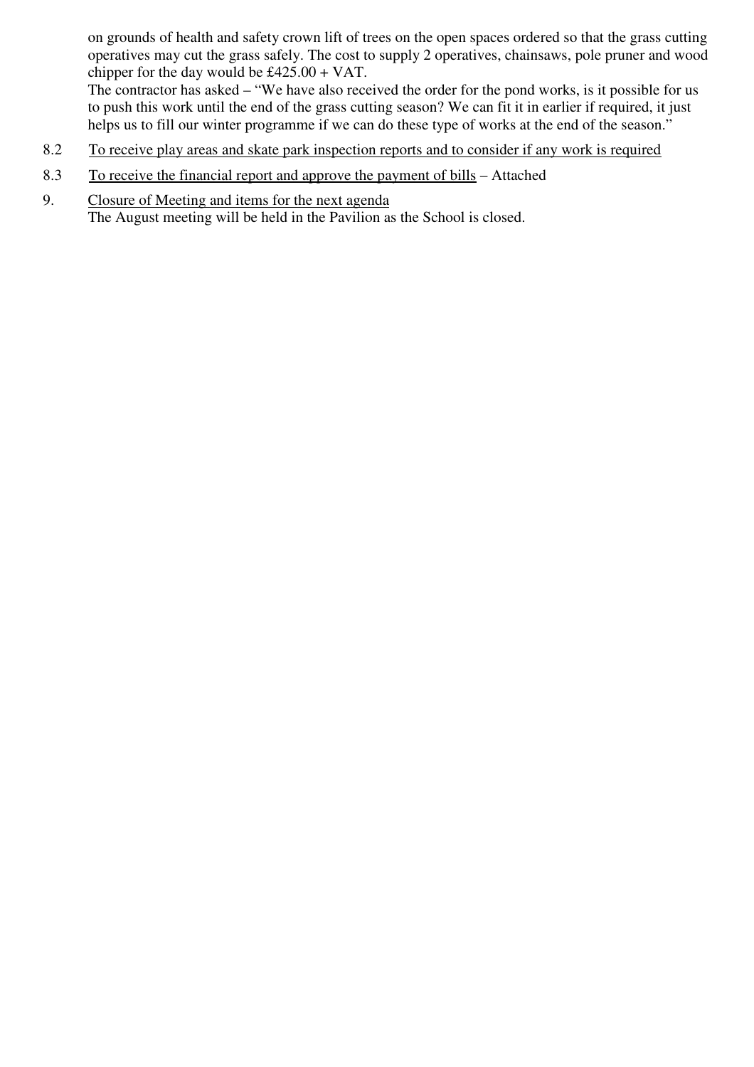on grounds of health and safety crown lift of trees on the open spaces ordered so that the grass cutting operatives may cut the grass safely. The cost to supply 2 operatives, chainsaws, pole pruner and wood chipper for the day would be £425.00 + VAT.
The contractor has asked – "We have also received the order for the pond works, is it possible for us to push this work until the end of the grass cutting season? We can fit it in earlier if required, it just helps us to fill our winter programme if we can do these type of works at the end of the season."

8.2 To receive play areas and skate park inspection reports and to consider if any work is required

8.3 To receive the financial report and approve the payment of bills – Attached

9. Closure of Meeting and items for the next agenda
The August meeting will be held in the Pavilion as the School is closed.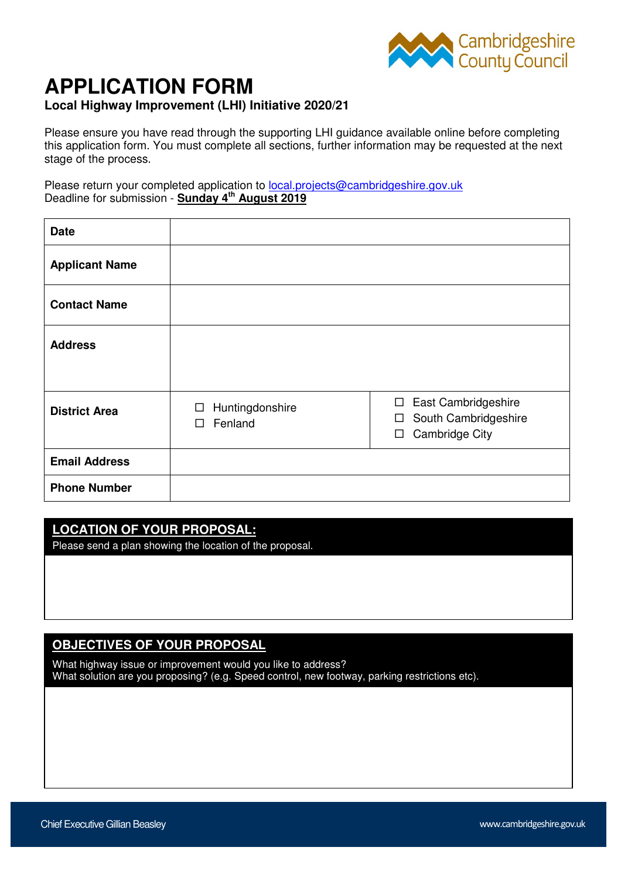# APPLICATION FORM

**Local Highway Improvement (LHI) Initiative 2020/21**

Please ensure you have read through the supporting LHI guidance available online before completing this application form. You must complete all sections, further information may be requested at the next stage of the process.

Please return your completed application to local.projects@cambridgeshire.gov.uk
Deadline for submission - **Sunday 4th August 2019**

| | | |
|---|---|---|
| **Date** | | |
| **Applicant Name** | | |
| **Contact Name** | | |
| **Address** | | |
| **District Area** | ☐ Huntingdonshire<br>☐ Fenland | ☐ East Cambridgeshire<br>☐ South Cambridgeshire<br>☐ Cambridge City |
| **Email Address** | | |
| **Phone Number** | | |

## LOCATION OF YOUR PROPOSAL:

Please send a plan showing the location of the proposal.

## OBJECTIVES OF YOUR PROPOSAL

What highway issue or improvement would you like to address?
What solution are you proposing? (e.g. Speed control, new footway, parking restrictions etc).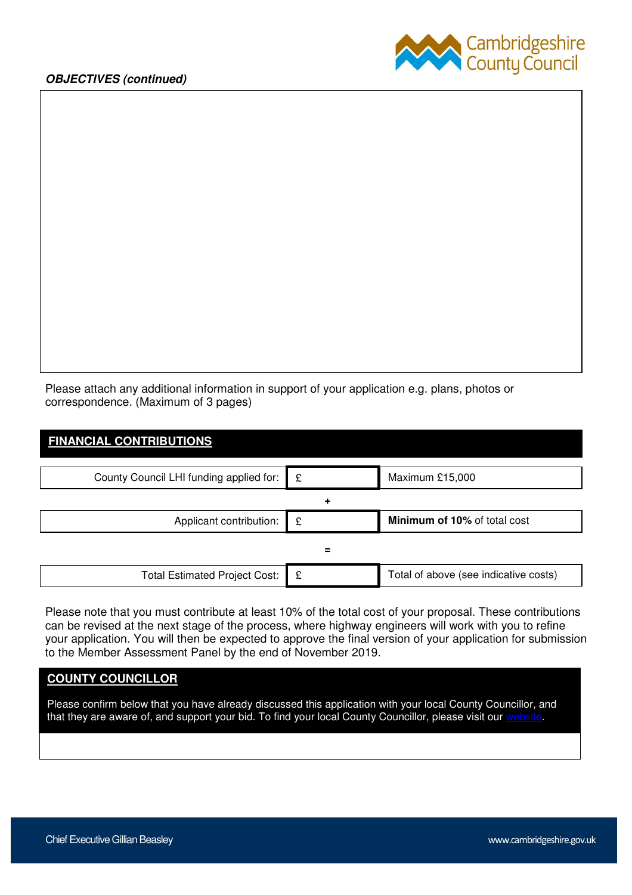***OBJECTIVES (continued)***

Please attach any additional information in support of your application e.g. plans, photos or correspondence. (Maximum of 3 pages)

## FINANCIAL CONTRIBUTIONS

| | | |
|---|---|---|
| County Council LHI funding applied for: | £ | Maximum £15,000 |
| | + | |
| Applicant contribution: | £ | **Minimum of 10%** of total cost |
| | = | |
| Total Estimated Project Cost: | £ | Total of above (see indicative costs) |

Please note that you must contribute at least 10% of the total cost of your proposal. These contributions can be revised at the next stage of the process, where highway engineers will work with you to refine your application. You will then be expected to approve the final version of your application for submission to the Member Assessment Panel by the end of November 2019.

## COUNTY COUNCILLOR

Please confirm below that you have already discussed this application with your local County Councillor, and that they are aware of, and support your bid. To find your local County Councillor, please visit our website.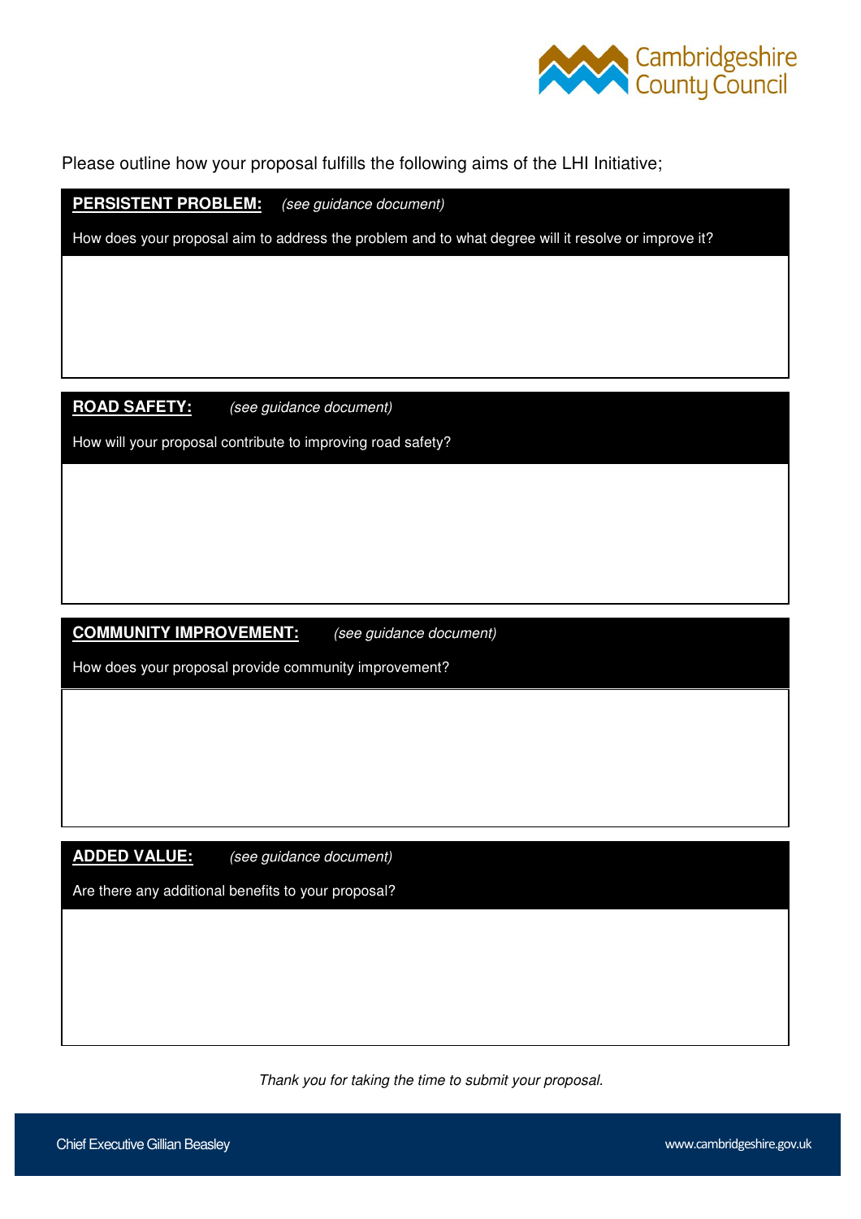Please outline how your proposal fulfills the following aims of the LHI Initiative;

**PERSISTENT PROBLEM:** *(see guidance document)*

How does your proposal aim to address the problem and to what degree will it resolve or improve it?

**ROAD SAFETY:** *(see guidance document)*

How will your proposal contribute to improving road safety?

**COMMUNITY IMPROVEMENT:** *(see guidance document)*

How does your proposal provide community improvement?

**ADDED VALUE:** *(see guidance document)*

Are there any additional benefits to your proposal?

*Thank you for taking the time to submit your proposal.*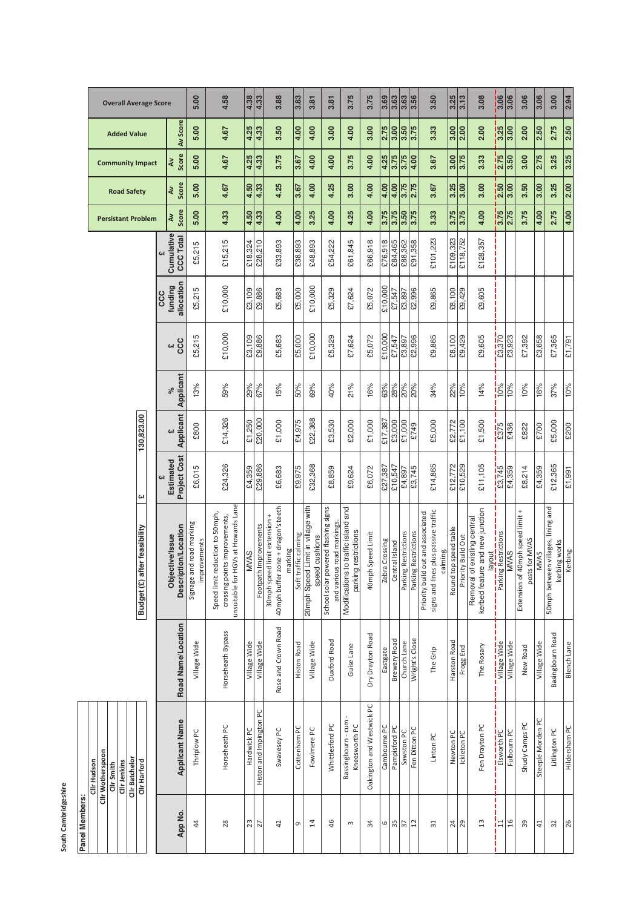South Cambridgeshire

| Panel Members: |
|---|
| Cllr Hudson |
| Cllr Wotherspoon |
| Cllr Smith |
| Cllr Jenkins |
| Cllr Batchelor |
| Cllr Harford |

Budget (£) after feasibility £ 130,823.00

| App No. | Applicant Name | Road Name/Location | Objective/Issue Description/Location | £ Estimated Project Cost | £ Applicant | % Applicant | £ CCC | CCC funding allocation | £ Cumulative CCC Total | Persistant Problem Av Score | Road Safety Av Score | Community Impact Av Score | Added Value Av Score | Overall Average Score |
|---|---|---|---|---|---|---|---|---|---|---|---|---|---|---|
| 44 | Thriplow PC | Village Wide | Signage and road marking improvements | £6,015 | £800 | 13% | £5,215 | £5,215 | £5,215 | 5.00 | 5.00 | 5.00 | 5.00 | 5.00 |
| 28 | Horseheath PC | Horseheath Bypass | Speed limit reduction to 50mph, crossing points improvements, unsuitable for HGVs at Howards Lane | £24,326 | £14,326 | 59% | £10,000 | £10,000 | £15,215 | 4.33 | 4.67 | 4.67 | 4.67 | 4.58 |
| 23 | Hardwick PC | Village Wide | MVAS | £4,359 | £1,250 | 29% | £3,109 | £3,109 | £18,324 | 4.50 | 4.50 | 4.25 | 4.25 | 4.38 |
| 27 | Histon and Impington PC | Village Wide | Footpath Improvements | £29,886 | £20,000 | 67% | £9,886 | £9,886 | £28,210 | 4.33 | 4.33 | 4.33 | 4.33 | 4.33 |
| 42 | Swavesey PC | Rose and Crown Road | 30mph speed limit extension + 40mph buffer zone + dragon's teeth marking | £6,683 | £1,000 | 15% | £5,683 | £5,683 | £33,893 | 4.00 | 4.25 | 3.75 | 3.50 | 3.88 |
| 9 | Cottenham PC | Histon Road | Soft traffic calming | £9,975 | £4,975 | 50% | £5,000 | £5,000 | £38,893 | 4.00 | 3.67 | 3.67 | 4.00 | 3.83 |
| 14 | Fowlmere PC | Village Wide | 20mph Speed Limit in village with speed cushions | £32,368 | £22,368 | 69% | £10,000 | £10,000 | £48,893 | 3.25 | 4.00 | 4.00 | 4.00 | 3.81 |
| 46 | Whittlesford PC | Duxford Road | School solar powered flashing signs and various road markings. | £8,859 | £3,530 | 40% | £5,329 | £5,329 | £54,222 | 4.00 | 4.25 | 4.00 | 3.00 | 3.81 |
| 3 | Bassingbourn - cum - Kneesworth PC | Guise Lane | Modifications to traffic island and parking restrictions | £9,624 | £2,000 | 21% | £7,624 | £7,624 | £61,845 | 4.25 | 3.00 | 3.75 | 4.00 | 3.75 |
| 34 | Oakington and Westwick PC | Dry Drayton Road | 40mph Speed Limit | £6,072 | £1,000 | 16% | £5,072 | £5,072 | £66,918 | 4.00 | 4.00 | 4.00 | 3.00 | 3.75 |
| 6 | Cambourne PC | Eastgate | Zebra Crossing | £27,387 | £17,387 | 63% | £10,000 | £10,000 | £76,918 | 3.75 | 4.00 | 4.25 | 2.75 | 3.69 |
| 35 | Pampisford PC | Brewery Road | Central Island | £10,547 | £3,000 | 28% | £7,547 | £7,547 | £84,465 | 3.75 | 4.00 | 3.75 | 3.00 | 3.63 |
| 37 | Sawston PC | Church Lane | Parking Restrictions | £4,897 | £1,000 | 20% | £3,897 | £3,897 | £88,362 | 3.50 | 3.75 | 3.75 | 3.50 | 3.63 |
| 12 | Fen Ditton PC | Wright's Close | Parking Restrictions | £3,745 | £749 | 20% | £2,996 | £2,996 | £91,358 | 3.75 | 2.75 | 4.00 | 3.75 | 3.56 |
| 31 | Linton PC | The Grip | Priority build out and associated signs and lines plus passive traffic calming. | £14,865 | £5,000 | 34% | £9,865 | £9,865 | £101,223 | 3.33 | 3.67 | 3.67 | 3.33 | 3.50 |
| 24 | Newton PC | Harston Road | Round top speed table | £12,772 | £2,772 | 22% | £8,100 | £8,100 | £109,323 | 3.75 | 3.25 | 3.00 | 3.00 | 3.25 |
| 29 | Ickleton PC | Frogg End | Priority Build Out | £10,529 | £1,100 | 10% | £9,429 | £9,429 | £118,752 | 3.75 | 3.00 | 3.75 | 2.00 | 3.13 |
| 13 | Fen Drayton PC | The Rosary | Removal of existing central kerbed feature and new junction layout | £11,105 | £1,500 | 14% | £9,605 | £9,605 | £128,357 | 4.00 | 3.00 | 3.33 | 2.00 | 3.08 |
| 11 | Elsworth PC | Village Wide | Parking Restrictions | £3,745 | £375 | 10% | £3,370 | | | 3.75 | 2.50 | 2.75 | 3.25 | 3.06 |
| 16 | Fulbourn PC | Village Wide | MVAS | £4,359 | £436 | 10% | £3,923 | | | 2.75 | 3.00 | 3.50 | 3.00 | 3.06 |
| 39 | Shudy Camps PC | New Road | Extension of 40mph speed limit + posts for MVAS | £8,214 | £822 | 10% | £7,392 | | | 3.75 | 3.50 | 3.00 | 2.00 | 3.06 |
| 41 | Steeple Morden PC | Village Wide | MVAS | £4,359 | £700 | 16% | £3,658 | | | 4.00 | 3.00 | 2.75 | 2.50 | 3.06 |
| 32 | Litlington PC | Basingbourn Road | 50mph between villages, lining and kerbing works | £12,365 | £5,000 | 37% | £7,365 | | | 2.75 | 3.25 | 3.25 | 2.75 | 3.00 |
| 26 | Hildersham PC | Blench Lane | Kerbing | £1,991 | £200 | 10% | £1,791 | | | 4.00 | 2.00 | 3.25 | 2.50 | 2.94 |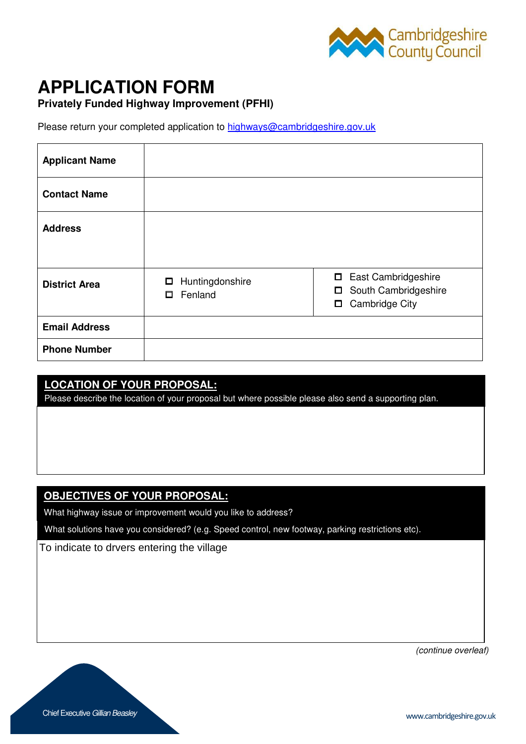# APPLICATION FORM

**Privately Funded Highway Improvement (PFHI)**

Please return your completed application to [highways@cambridgeshire.gov.uk](mailto:highways@cambridgeshire.gov.uk)

| **Applicant Name** | | |
|---|---|---|
| **Contact Name** | | |
| **Address** | | |
| **District Area** | ☐ Huntingdonshire<br>☐ Fenland | ☐ East Cambridgeshire<br>☐ South Cambridgeshire<br>☐ Cambridge City |
| **Email Address** | | |
| **Phone Number** | | |

## LOCATION OF YOUR PROPOSAL:

Please describe the location of your proposal but where possible please also send a supporting plan.

## OBJECTIVES OF YOUR PROPOSAL:

What highway issue or improvement would you like to address?

What solutions have you considered? (e.g. Speed control, new footway, parking restrictions etc).

To indicate to drvers entering the village

*(continue overleaf)*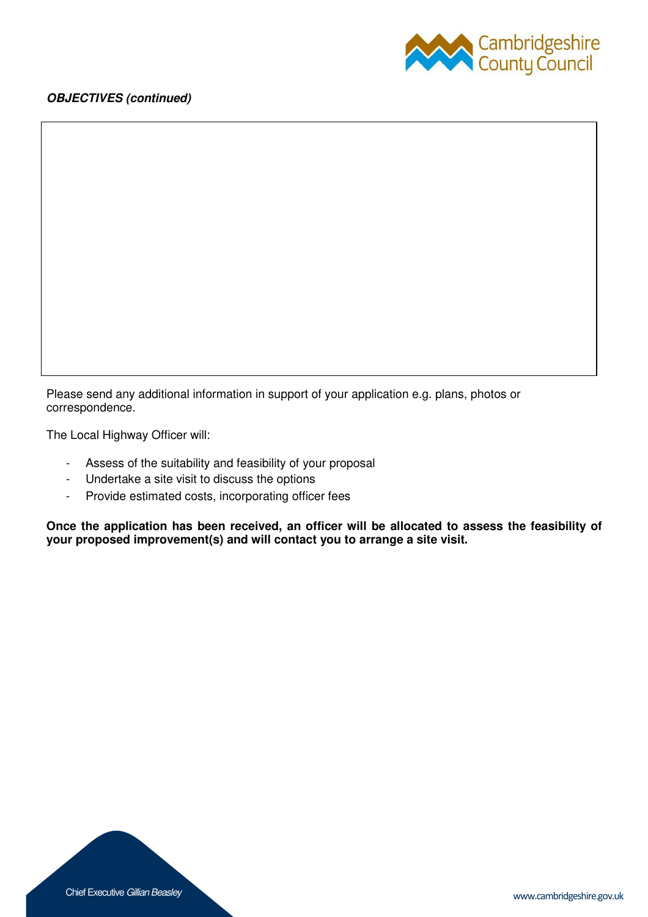***OBJECTIVES (continued)***

Please send any additional information in support of your application e.g. plans, photos or correspondence.

The Local Highway Officer will:

- Assess of the suitability and feasibility of your proposal
- Undertake a site visit to discuss the options
- Provide estimated costs, incorporating officer fees

**Once the application has been received, an officer will be allocated to assess the feasibility of your proposed improvement(s) and will contact you to arrange a site visit.**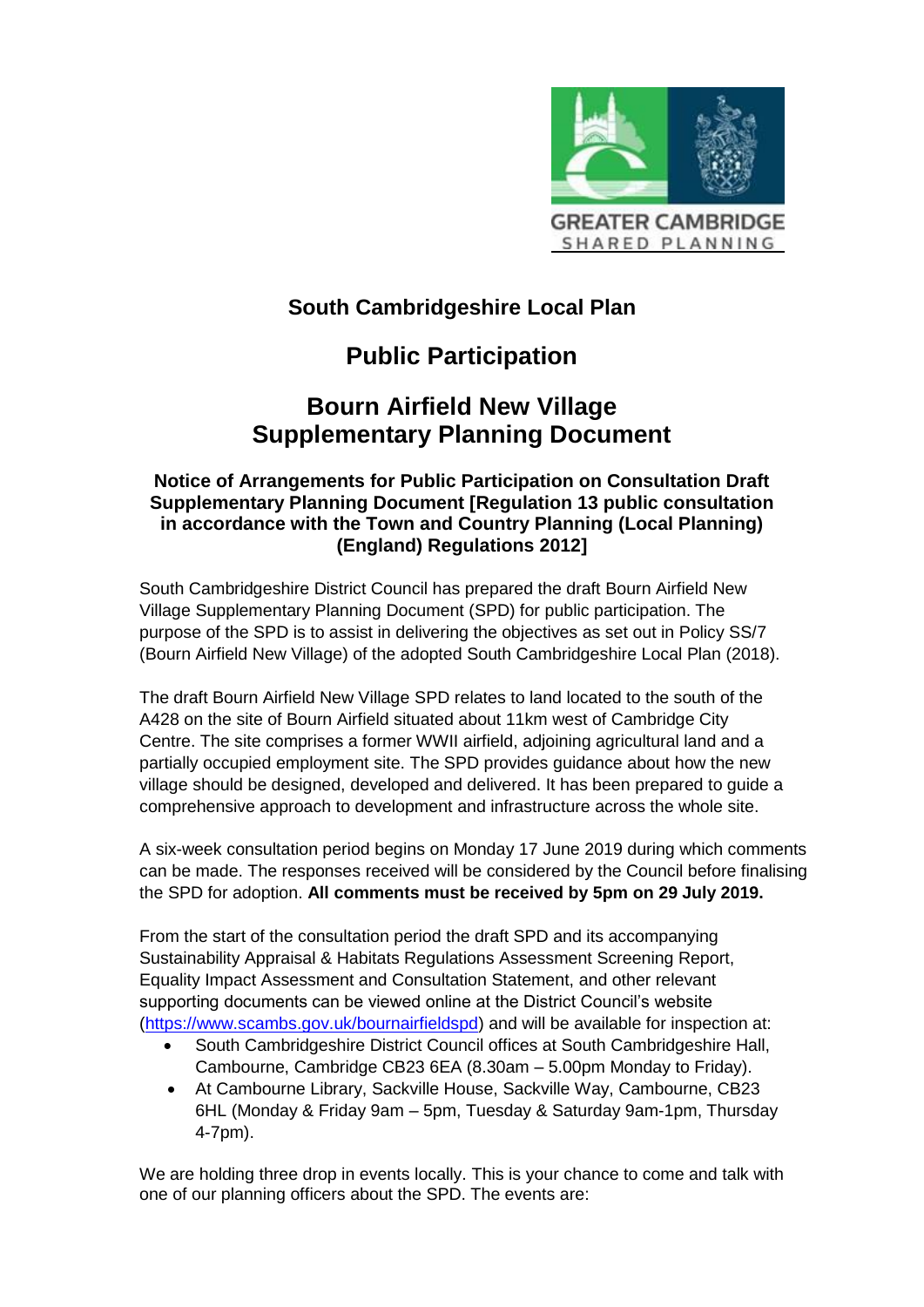GREATER CAMBRIDGE
SHARED PLANNING

# South Cambridgeshire Local Plan

## Public Participation

## Bourn Airfield New Village Supplementary Planning Document

### Notice of Arrangements for Public Participation on Consultation Draft Supplementary Planning Document [Regulation 13 public consultation in accordance with the Town and Country Planning (Local Planning) (England) Regulations 2012]

South Cambridgeshire District Council has prepared the draft Bourn Airfield New Village Supplementary Planning Document (SPD) for public participation. The purpose of the SPD is to assist in delivering the objectives as set out in Policy SS/7 (Bourn Airfield New Village) of the adopted South Cambridgeshire Local Plan (2018).

The draft Bourn Airfield New Village SPD relates to land located to the south of the A428 on the site of Bourn Airfield situated about 11km west of Cambridge City Centre. The site comprises a former WWII airfield, adjoining agricultural land and a partially occupied employment site. The SPD provides guidance about how the new village should be designed, developed and delivered. It has been prepared to guide a comprehensive approach to development and infrastructure across the whole site.

A six-week consultation period begins on Monday 17 June 2019 during which comments can be made. The responses received will be considered by the Council before finalising the SPD for adoption. **All comments must be received by 5pm on 29 July 2019.**

From the start of the consultation period the draft SPD and its accompanying Sustainability Appraisal & Habitats Regulations Assessment Screening Report, Equality Impact Assessment and Consultation Statement, and other relevant supporting documents can be viewed online at the District Council's website (https://www.scambs.gov.uk/bournairfieldspd) and will be available for inspection at:

- South Cambridgeshire District Council offices at South Cambridgeshire Hall, Cambourne, Cambridge CB23 6EA (8.30am – 5.00pm Monday to Friday).
- At Cambourne Library, Sackville House, Sackville Way, Cambourne, CB23 6HL (Monday & Friday 9am – 5pm, Tuesday & Saturday 9am-1pm, Thursday 4-7pm).

We are holding three drop in events locally. This is your chance to come and talk with one of our planning officers about the SPD. The events are: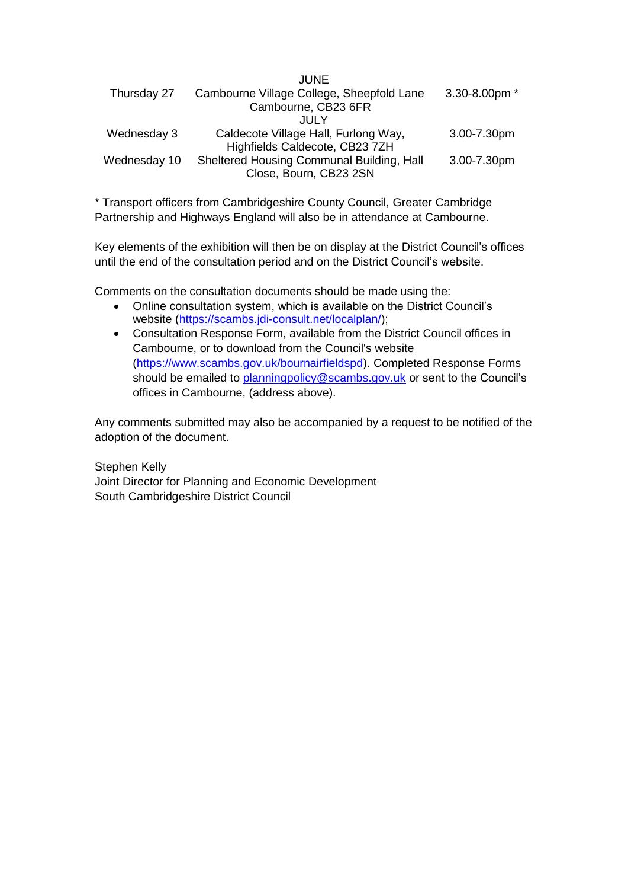| | JUNE | |
|---|---|---|
| Thursday 27 | Cambourne Village College, Sheepfold Lane Cambourne, CB23 6FR | 3.30-8.00pm * |
| | JULY | |
| Wednesday 3 | Caldecote Village Hall, Furlong Way, Highfields Caldecote, CB23 7ZH | 3.00-7.30pm |
| Wednesday 10 | Sheltered Housing Communal Building, Hall Close, Bourn, CB23 2SN | 3.00-7.30pm |

* Transport officers from Cambridgeshire County Council, Greater Cambridge Partnership and Highways England will also be in attendance at Cambourne.

Key elements of the exhibition will then be on display at the District Council's offices until the end of the consultation period and on the District Council's website.

Comments on the consultation documents should be made using the:

- Online consultation system, which is available on the District Council's website (https://scambs.jdi-consult.net/localplan/);
- Consultation Response Form, available from the District Council offices in Cambourne, or to download from the Council's website (https://www.scambs.gov.uk/bournairfieldspd). Completed Response Forms should be emailed to planningpolicy@scambs.gov.uk or sent to the Council's offices in Cambourne, (address above).

Any comments submitted may also be accompanied by a request to be notified of the adoption of the document.

Stephen Kelly
Joint Director for Planning and Economic Development
South Cambridgeshire District Council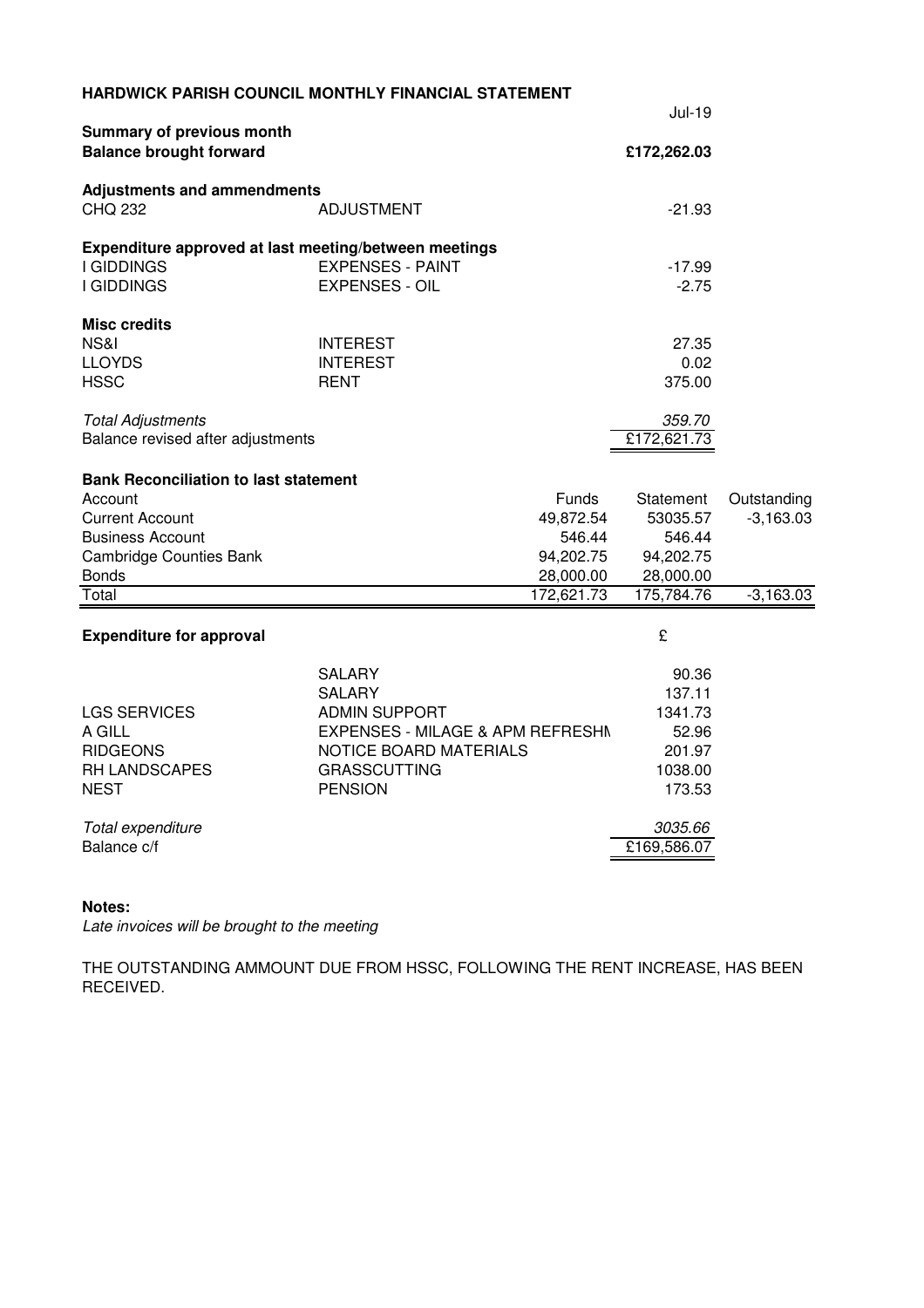# HARDWICK PARISH COUNCIL MONTHLY FINANCIAL STATEMENT

Jul-19

| | | | | |
|---|---|---|---|---|
| **Summary of previous month** | | | | |
| **Balance brought forward** | | | **£172,262.03** | |
| | | | | |
| **Adjustments and ammendments** | | | | |
| CHQ 232 | ADJUSTMENT | | -21.93 | |
| | | | | |
| **Expenditure approved at last meeting/between meetings** | | | | |
| I GIDDINGS | EXPENSES - PAINT | | -17.99 | |
| I GIDDINGS | EXPENSES - OIL | | -2.75 | |
| | | | | |
| **Misc credits** | | | | |
| NS&I | INTEREST | | 27.35 | |
| LLOYDS | INTEREST | | 0.02 | |
| HSSC | RENT | | 375.00 | |
| | | | | |
| *Total Adjustments* | | | *359.70* | |
| Balance revised after adjustments | | | £172,621.73 | |
| | | | | |
| **Bank Reconciliation to last statement** | | | | |
| Account | | Funds | Statement | Outstanding |
| Current Account | | 49,872.54 | 53035.57 | -3,163.03 |
| Business Account | | 546.44 | 546.44 | |
| Cambridge Counties Bank | | 94,202.75 | 94,202.75 | |
| Bonds | | 28,000.00 | 28,000.00 | |
| Total | | 172,621.73 | 175,784.76 | -3,163.03 |
| | | | | |
| **Expenditure for approval** | | | £ | |
| | SALARY | | 90.36 | |
| | SALARY | | 137.11 | |
| LGS SERVICES | ADMIN SUPPORT | | 1341.73 | |
| A GILL | EXPENSES - MILAGE & APM REFRESHM | | 52.96 | |
| RIDGEONS | NOTICE BOARD MATERIALS | | 201.97 | |
| RH LANDSCAPES | GRASSCUTTING | | 1038.00 | |
| NEST | PENSION | | 173.53 | |
| | | | | |
| *Total expenditure* | | | *3035.66* | |
| Balance c/f | | | £169,586.07 | |

**Notes:**

*Late invoices will be brought to the meeting*

THE OUTSTANDING AMMOUNT DUE FROM HSSC, FOLLOWING THE RENT INCREASE, HAS BEEN RECEIVED.